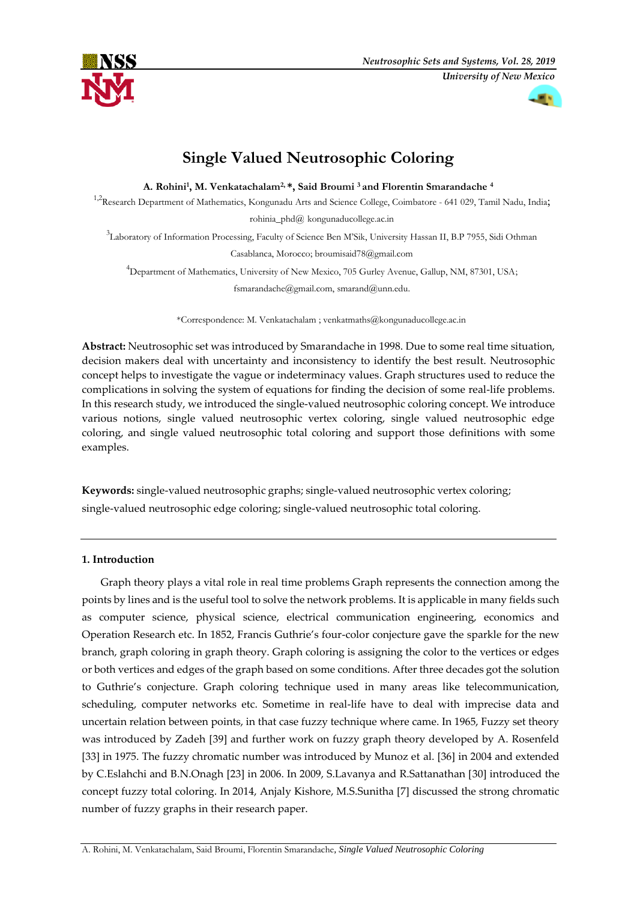# Single Valued Neutrosophic Coloring

**A. Rohini[1], M. Venkatachalam[2,*], Said Broumi [3] and Florentin Smarandache [4]**

[1,2]Research Department of Mathematics, Kongunadu Arts and Science College, Coimbatore - 641 029, Tamil Nadu, India; rohinia_phd@ kongunaducollege.ac.in

[3]Laboratory of Information Processing, Faculty of Science Ben M'Sik, University Hassan II, B.P 7955, Sidi Othman Casablanca, Morocco; broumisaid78@gmail.com

[4]Department of Mathematics, University of New Mexico, 705 Gurley Avenue, Gallup, NM, 87301, USA; fsmarandache@gmail.com, smarand@unn.edu.

*Correspondence: M. Venkatachalam ; venkatmaths@kongunaducollege.ac.in

**Abstract:** Neutrosophic set was introduced by Smarandache in 1998. Due to some real time situation, decision makers deal with uncertainty and inconsistency to identify the best result. Neutrosophic concept helps to investigate the vague or indeterminacy values. Graph structures used to reduce the complications in solving the system of equations for finding the decision of some real-life problems. In this research study, we introduced the single-valued neutrosophic coloring concept. We introduce various notions, single valued neutrosophic vertex coloring, single valued neutrosophic edge coloring, and single valued neutrosophic total coloring and support those definitions with some examples.

**Keywords:** single-valued neutrosophic graphs; single-valued neutrosophic vertex coloring; single-valued neutrosophic edge coloring; single-valued neutrosophic total coloring.

## 1. Introduction

Graph theory plays a vital role in real time problems Graph represents the connection among the points by lines and is the useful tool to solve the network problems. It is applicable in many fields such as computer science, physical science, electrical communication engineering, economics and Operation Research etc. In 1852, Francis Guthrie's four-color conjecture gave the sparkle for the new branch, graph coloring in graph theory. Graph coloring is assigning the color to the vertices or edges or both vertices and edges of the graph based on some conditions. After three decades got the solution to Guthrie's conjecture. Graph coloring technique used in many areas like telecommunication, scheduling, computer networks etc. Sometime in real-life have to deal with imprecise data and uncertain relation between points, in that case fuzzy technique where came. In 1965, Fuzzy set theory was introduced by Zadeh [39] and further work on fuzzy graph theory developed by A. Rosenfeld [33] in 1975. The fuzzy chromatic number was introduced by Munoz et al. [36] in 2004 and extended by C.Eslahchi and B.N.Onagh [23] in 2006. In 2009, S.Lavanya and R.Sattanathan [30] introduced the concept fuzzy total coloring. In 2014, Anjaly Kishore, M.S.Sunitha [7] discussed the strong chromatic number of fuzzy graphs in their research paper.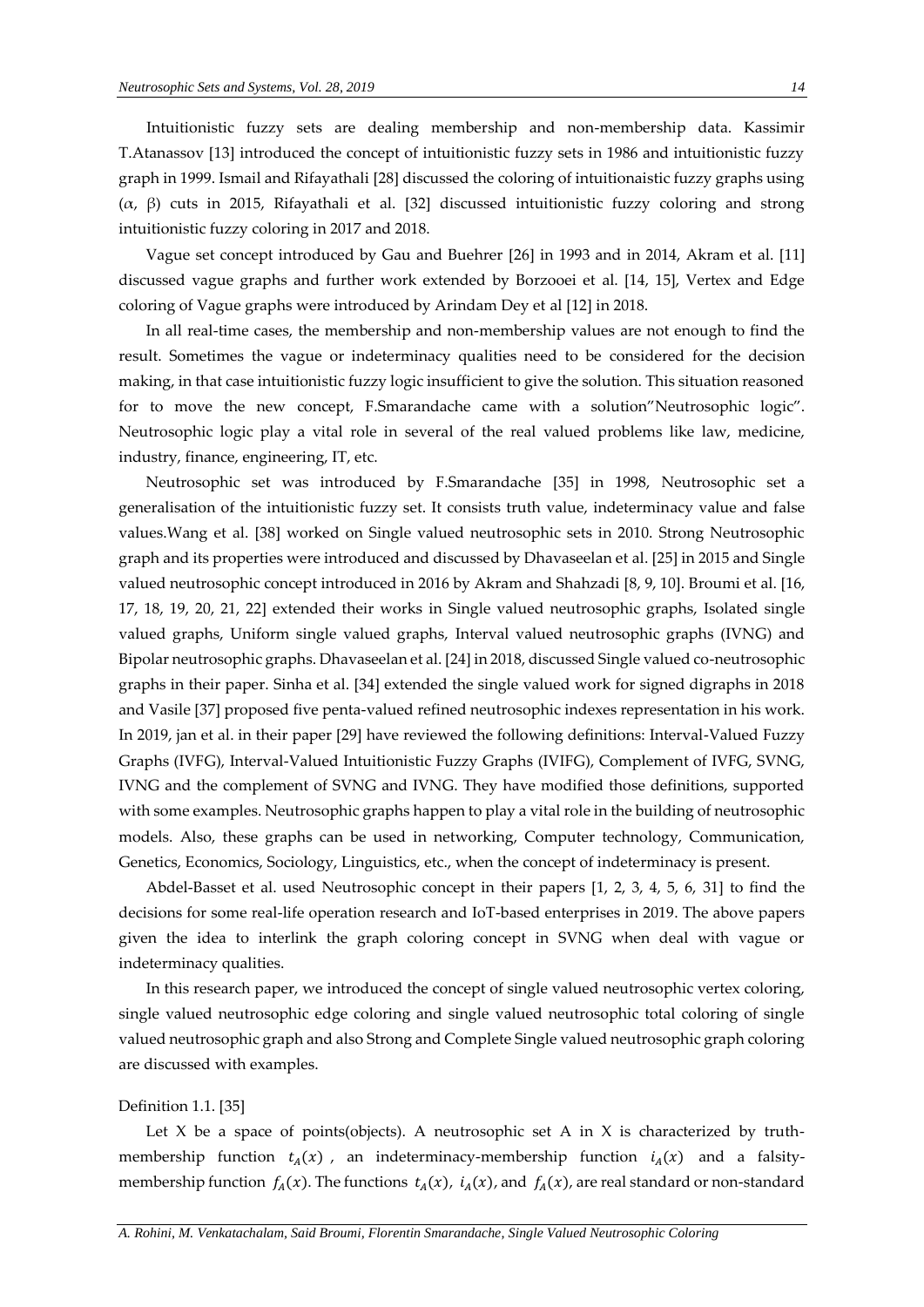Intuitionistic fuzzy sets are dealing membership and non-membership data. Kassimir T.Atanassov [13] introduced the concept of intuitionistic fuzzy sets in 1986 and intuitionistic fuzzy graph in 1999. Ismail and Rifayathali [28] discussed the coloring of intuitionaistic fuzzy graphs using ($\alpha$, $\beta$) cuts in 2015, Rifayathali et al. [32] discussed intuitionistic fuzzy coloring and strong intuitionistic fuzzy coloring in 2017 and 2018.

Vague set concept introduced by Gau and Buehrer [26] in 1993 and in 2014, Akram et al. [11] discussed vague graphs and further work extended by Borzooei et al. [14, 15], Vertex and Edge coloring of Vague graphs were introduced by Arindam Dey et al [12] in 2018.

In all real-time cases, the membership and non-membership values are not enough to find the result. Sometimes the vague or indeterminacy qualities need to be considered for the decision making, in that case intuitionistic fuzzy logic insufficient to give the solution. This situation reasoned for to move the new concept, F.Smarandache came with a solution"Neutrosophic logic". Neutrosophic logic play a vital role in several of the real valued problems like law, medicine, industry, finance, engineering, IT, etc.

Neutrosophic set was introduced by F.Smarandache [35] in 1998, Neutrosophic set a generalisation of the intuitionistic fuzzy set. It consists truth value, indeterminacy value and false values.Wang et al. [38] worked on Single valued neutrosophic sets in 2010. Strong Neutrosophic graph and its properties were introduced and discussed by Dhavaseelan et al. [25] in 2015 and Single valued neutrosophic concept introduced in 2016 by Akram and Shahzadi [8, 9, 10]. Broumi et al. [16, 17, 18, 19, 20, 21, 22] extended their works in Single valued neutrosophic graphs, Isolated single valued graphs, Uniform single valued graphs, Interval valued neutrosophic graphs (IVNG) and Bipolar neutrosophic graphs. Dhavaseelan et al. [24] in 2018, discussed Single valued co-neutrosophic graphs in their paper. Sinha et al. [34] extended the single valued work for signed digraphs in 2018 and Vasile [37] proposed five penta-valued refined neutrosophic indexes representation in his work. In 2019, jan et al. in their paper [29] have reviewed the following definitions: Interval-Valued Fuzzy Graphs (IVFG), Interval-Valued Intuitionistic Fuzzy Graphs (IVIFG), Complement of IVFG, SVNG, IVNG and the complement of SVNG and IVNG. They have modified those definitions, supported with some examples. Neutrosophic graphs happen to play a vital role in the building of neutrosophic models. Also, these graphs can be used in networking, Computer technology, Communication, Genetics, Economics, Sociology, Linguistics, etc., when the concept of indeterminacy is present.

Abdel-Basset et al. used Neutrosophic concept in their papers [1, 2, 3, 4, 5, 6, 31] to find the decisions for some real-life operation research and IoT-based enterprises in 2019. The above papers given the idea to interlink the graph coloring concept in SVNG when deal with vague or indeterminacy qualities.

In this research paper, we introduced the concept of single valued neutrosophic vertex coloring, single valued neutrosophic edge coloring and single valued neutrosophic total coloring of single valued neutrosophic graph and also Strong and Complete Single valued neutrosophic graph coloring are discussed with examples.

Definition 1.1. [35]

Let X be a space of points(objects). A neutrosophic set A in X is characterized by truth-membership function $t_A(x)$ , an indeterminacy-membership function $i_A(x)$ and a falsity-membership function $f_A(x)$. The functions $t_A(x)$, $i_A(x)$, and $f_A(x)$, are real standard or non-standard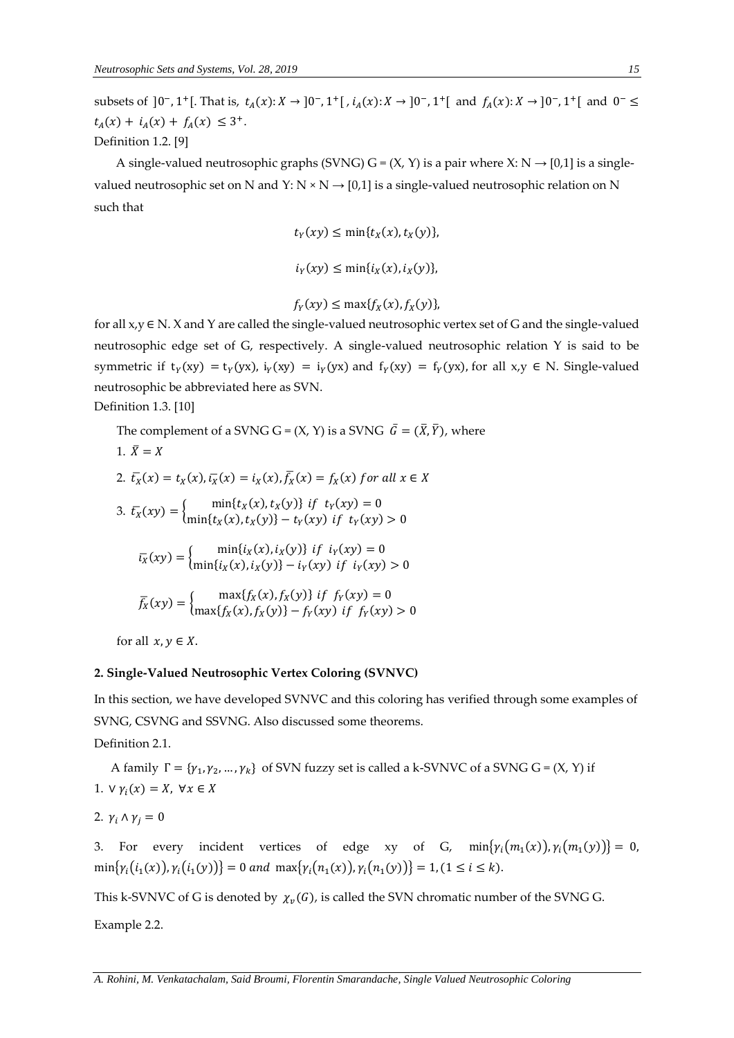subsets of $]0^-, 1^+[$. That is, $t_A(x): X \to ]0^-, 1^+[$ , $i_A(x): X \to ]0^-, 1^+[$ and $f_A(x): X \to ]0^-, 1^+[$ and $0^- \leq t_A(x) + i_A(x) + f_A(x) \leq 3^+$.

Definition 1.2. [9]

A single-valued neutrosophic graphs (SVNG) G = (X, Y) is a pair where X: N → [0,1] is a single-valued neutrosophic set on N and Y: N × N → [0,1] is a single-valued neutrosophic relation on N such that

$$t_Y(xy) \leq \min\{t_X(x), t_X(y)\},$$

$$i_Y(xy) \leq \min\{i_X(x), i_X(y)\},$$

$$f_Y(xy) \leq \max\{f_X(x), f_X(y)\},$$

for all x,y ∈ N. X and Y are called the single-valued neutrosophic vertex set of G and the single-valued neutrosophic edge set of G, respectively. A single-valued neutrosophic relation Y is said to be symmetric if $t_Y(xy) = t_Y(yx)$, $i_Y(xy) = i_Y(yx)$ and $f_Y(xy) = f_Y(yx)$, for all x,y ∈ N. Single-valued neutrosophic be abbreviated here as SVN.

Definition 1.3. [10]

The complement of a SVNG G = (X, Y) is a SVNG $\bar{G} = (\bar{X}, \bar{Y})$, where

1. $\bar{X} = X$

2. $\bar{t_X}(x) = t_X(x), \bar{i_X}(x) = i_X(x), \bar{f_X}(x) = f_X(x)$ *for all* $x \in X$

3. $\bar{t_X}(xy) = \begin{cases} \min\{t_X(x), t_X(y)\} & if \ \ t_Y(xy) = 0 \\ \min\{t_X(x), t_X(y)\} - t_Y(xy) & if \ \ t_Y(xy) > 0 \end{cases}$

$\bar{i_X}(xy) = \begin{cases} \min\{i_X(x), i_X(y)\} & if \ \ i_Y(xy) = 0 \\ \min\{i_X(x), i_X(y)\} - i_Y(xy) & if \ \ i_Y(xy) > 0 \end{cases}$

$\bar{f_X}(xy) = \begin{cases} \max\{f_X(x), f_X(y)\} & if \ \ f_Y(xy) = 0 \\ \max\{f_X(x), f_X(y)\} - f_Y(xy) & if \ \ f_Y(xy) > 0 \end{cases}$

for all $x, y \in X$.

## 2. Single-Valued Neutrosophic Vertex Coloring (SVNVC)

In this section, we have developed SVNVC and this coloring has verified through some examples of SVNG, CSVNG and SSVNG. Also discussed some theorems.

Definition 2.1.

A family $\Gamma = \{\gamma_1, \gamma_2, \ldots, \gamma_k\}$ of SVN fuzzy set is called a k-SVNVC of a SVNG G = (X, Y) if

1. $\vee \gamma_i(x) = X, \ \forall x \in X$

2. $\gamma_i \wedge \gamma_j = 0$

3. For every incident vertices of edge xy of G, $\min\{\gamma_i(m_1(x)), \gamma_i(m_1(y))\} = 0$, $\min\{\gamma_i(i_1(x)), \gamma_i(i_1(y))\} = 0$ *and* $\max\{\gamma_i(n_1(x)), \gamma_i(n_1(y))\} = 1, (1 \leq i \leq k)$.

This k-SVNVC of G is denoted by $\chi_v(G)$, is called the SVN chromatic number of the SVNG G.

Example 2.2.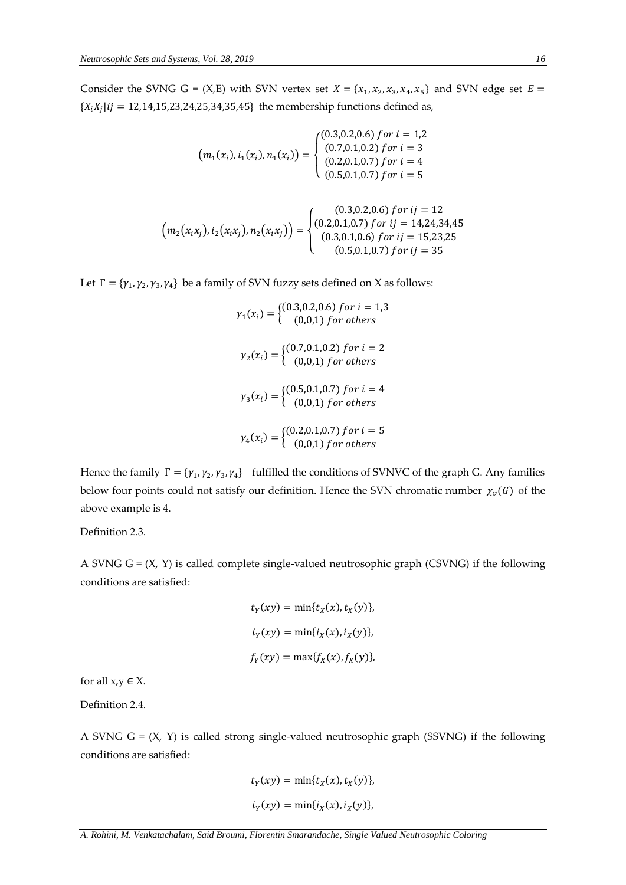Consider the SVNG G = (X,E) with SVN vertex set $X = \{x_1, x_2, x_3, x_4, x_5\}$ and SVN edge set $E = \{X_i X_j | ij = 12,14,15,23,24,25,34,35,45\}$ the membership functions defined as,

$$\left(m_1(x_i), i_1(x_i), n_1(x_i)\right) = \begin{cases} (0.3,0.2,0.6) \; for \; i = 1,2 \\ (0.7,0.1,0.2) \; for \; i = 3 \\ (0.2,0.1,0.7) \; for \; i = 4 \\ (0.5,0.1,0.7) \; for \; i = 5 \end{cases}$$

$$\left(m_2(x_i x_j), i_2(x_i x_j), n_2(x_i x_j)\right) = \begin{cases} (0.3,0.2,0.6) \; for \; ij = 12 \\ (0.2,0.1,0.7) \; for \; ij = 14,24,34,45 \\ (0.3,0.1,0.6) \; for \; ij = 15,23,25 \\ (0.5,0.1,0.7) \; for \; ij = 35 \end{cases}$$

Let $\Gamma = \{\gamma_1, \gamma_2, \gamma_3, \gamma_4\}$ be a family of SVN fuzzy sets defined on X as follows:

$$\gamma_1(x_i) = \begin{cases} (0.3,0.2,0.6) \; for \; i = 1,3 \\ (0,0,1) \; for \; others \end{cases}$$

$$\gamma_2(x_i) = \begin{cases} (0.7,0.1,0.2) \; for \; i = 2 \\ (0,0,1) \; for \; others \end{cases}$$

$$\gamma_3(x_i) = \begin{cases} (0.5,0.1,0.7) \; for \; i = 4 \\ (0,0,1) \; for \; others \end{cases}$$

$$\gamma_4(x_i) = \begin{cases} (0.2,0.1,0.7) \; for \; i = 5 \\ (0,0,1) \; for \; others \end{cases}$$

Hence the family $\Gamma = \{\gamma_1, \gamma_2, \gamma_3, \gamma_4\}$ fulfilled the conditions of SVNVC of the graph G. Any families below four points could not satisfy our definition. Hence the SVN chromatic number $\chi_v(G)$ of the above example is 4.

Definition 2.3.

A SVNG G = (X, Y) is called complete single-valued neutrosophic graph (CSVNG) if the following conditions are satisfied:

$$t_Y(xy) = \min\{t_X(x), t_X(y)\},$$

$$i_Y(xy) = \min\{i_X(x), i_X(y)\},$$

$$f_Y(xy) = \max\{f_X(x), f_X(y)\},$$

for all x,y ∈ X.

Definition 2.4.

A SVNG G = (X, Y) is called strong single-valued neutrosophic graph (SSVNG) if the following conditions are satisfied:

$$t_Y(xy) = \min\{t_X(x), t_X(y)\},$$

$$i_Y(xy) = \min\{i_X(x), i_X(y)\},$$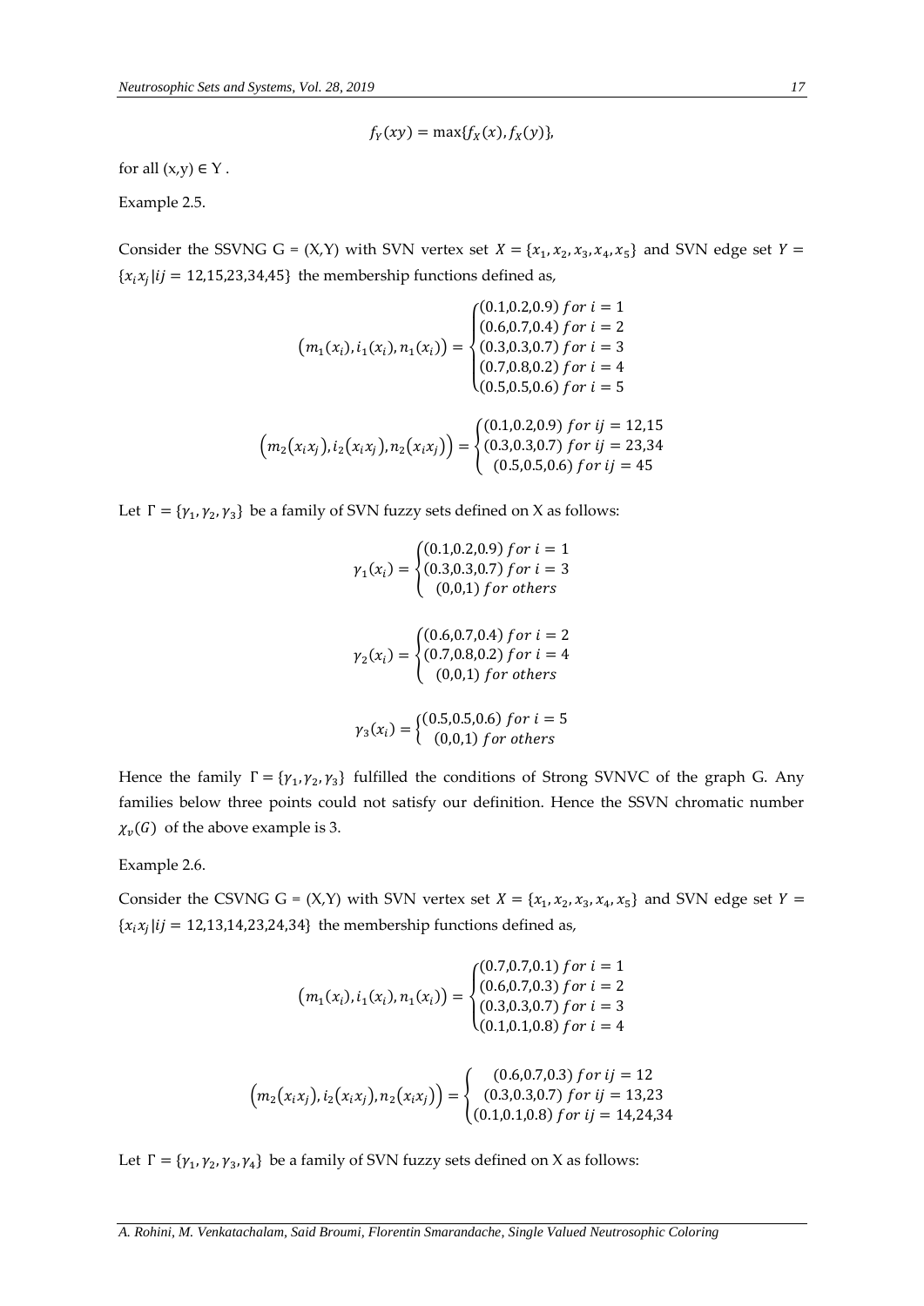$$f_Y(xy) = \max\{f_X(x), f_X(y)\},$$

for all $(x,y) \in Y$ .

Example 2.5.

Consider the SSVNG G = (X,Y) with SVN vertex set $X = \{x_1, x_2, x_3, x_4, x_5\}$ and SVN edge set $Y = \{x_i x_j | ij = 12,15,23,34,45\}$ the membership functions defined as,

$$\left(m_1(x_i), i_1(x_i), n_1(x_i)\right) = \begin{cases} (0.1,0.2,0.9) \; for \; i = 1 \\ (0.6,0.7,0.4) \; for \; i = 2 \\ (0.3,0.3,0.7) \; for \; i = 3 \\ (0.7,0.8,0.2) \; for \; i = 4 \\ (0.5,0.5,0.6) \; for \; i = 5 \end{cases}$$

$$\left(m_2(x_i x_j), i_2(x_i x_j), n_2(x_i x_j)\right) = \begin{cases} (0.1,0.2,0.9) \; for \; ij = 12,15 \\ (0.3,0.3,0.7) \; for \; ij = 23,34 \\ (0.5,0.5,0.6) \; for \; ij = 45 \end{cases}$$

Let $\Gamma = \{\gamma_1, \gamma_2, \gamma_3\}$ be a family of SVN fuzzy sets defined on X as follows:

$$\gamma_1(x_i) = \begin{cases} (0.1,0.2,0.9) \; for \; i = 1 \\ (0.3,0.3,0.7) \; for \; i = 3 \\ (0,0,1) \; for \; others \end{cases}$$

$$\gamma_2(x_i) = \begin{cases} (0.6,0.7,0.4) \; for \; i = 2 \\ (0.7,0.8,0.2) \; for \; i = 4 \\ (0,0,1) \; for \; others \end{cases}$$

$$\gamma_3(x_i) = \begin{cases} (0.5,0.5,0.6) \; for \; i = 5 \\ (0,0,1) \; for \; others \end{cases}$$

Hence the family $\Gamma = \{\gamma_1, \gamma_2, \gamma_3\}$ fulfilled the conditions of Strong SVNVC of the graph G. Any families below three points could not satisfy our definition. Hence the SSVN chromatic number $\chi_v(G)$ of the above example is 3.

Example 2.6.

Consider the CSVNG G = (X,Y) with SVN vertex set $X = \{x_1, x_2, x_3, x_4, x_5\}$ and SVN edge set $Y = \{x_i x_j | ij = 12,13,14,23,24,34\}$ the membership functions defined as,

$$\left(m_1(x_i), i_1(x_i), n_1(x_i)\right) = \begin{cases} (0.7,0.7,0.1) \; for \; i = 1 \\ (0.6,0.7,0.3) \; for \; i = 2 \\ (0.3,0.3,0.7) \; for \; i = 3 \\ (0.1,0.1,0.8) \; for \; i = 4 \end{cases}$$

$$\left(m_2(x_i x_j), i_2(x_i x_j), n_2(x_i x_j)\right) = \begin{cases} (0.6,0.7,0.3) \; for \; ij = 12 \\ (0.3,0.3,0.7) \; for \; ij = 13,23 \\ (0.1,0.1,0.8) \; for \; ij = 14,24,34 \end{cases}$$

Let $\Gamma = \{\gamma_1, \gamma_2, \gamma_3, \gamma_4\}$ be a family of SVN fuzzy sets defined on X as follows: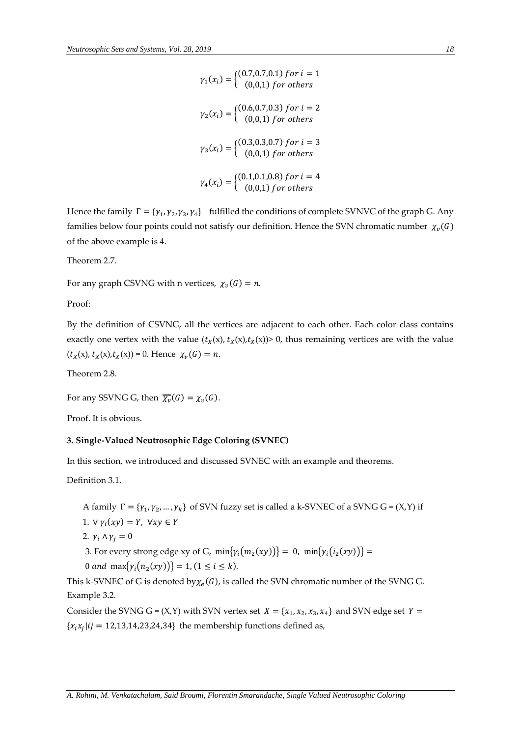$$\gamma_1(x_i) = \begin{cases} (0.7,0.7,0.1) \; for \; i = 1 \\ (0,0,1) \; for \; others \end{cases}$$

$$\gamma_2(x_i) = \begin{cases} (0.6,0.7,0.3) \; for \; i = 2 \\ (0,0,1) \; for \; others \end{cases}$$

$$\gamma_3(x_i) = \begin{cases} (0.3,0.3,0.7) \; for \; i = 3 \\ (0,0,1) \; for \; others \end{cases}$$

$$\gamma_4(x_i) = \begin{cases} (0.1,0.1,0.8) \; for \; i = 4 \\ (0,0,1) \; for \; others \end{cases}$$

Hence the family $\Gamma = \{\gamma_1, \gamma_2, \gamma_3, \gamma_4\}$ fulfilled the conditions of complete SVNVC of the graph G. Any families below four points could not satisfy our definition. Hence the SVN chromatic number $\chi_v(G)$ of the above example is 4.

Theorem 2.7.

For any graph CSVNG with n vertices, $\chi_v(G) = n$.

Proof:

By the definition of CSVNG, all the vertices are adjacent to each other. Each color class contains exactly one vertex with the value ($t_X$(x), $t_X$(x),$t_X$(x))> 0, thus remaining vertices are with the value ($t_X$(x), $t_X$(x),$t_X$(x)) = 0. Hence $\chi_v(G) = n$.

Theorem 2.8.

For any SSVNG G, then $\overline{\overline{\chi_v}}(G) = \chi_v(G)$.

Proof. It is obvious.

**3. Single-Valued Neutrosophic Edge Coloring (SVNEC)**

In this section, we introduced and discussed SVNEC with an example and theorems.

Definition 3.1.

A family $\Gamma = \{\gamma_1, \gamma_2, \ldots, \gamma_k\}$ of SVN fuzzy set is called a k-SVNEC of a SVNG G = (X,Y) if

1. $\vee \gamma_i(xy) = Y, \; \forall xy \in Y$
2. $\gamma_i \wedge \gamma_j = 0$
3. For every strong edge xy of G, $\min\{\gamma_i(m_2(xy))\} = 0$, $\min\{\gamma_i(i_2(xy))\} = 0$ $and$ $\max\{\gamma_i(n_2(xy))\} = 1, (1 \leq i \leq k)$.

This k-SVNEC of G is denoted by $\chi_e(G)$, is called the SVN chromatic number of the SVNG G.

Example 3.2.

Consider the SVNG G = (X,Y) with SVN vertex set $X = \{x_1, x_2, x_3, x_4\}$ and SVN edge set $Y = \{x_i x_j | ij = 12,13,14,23,24,34\}$ the membership functions defined as,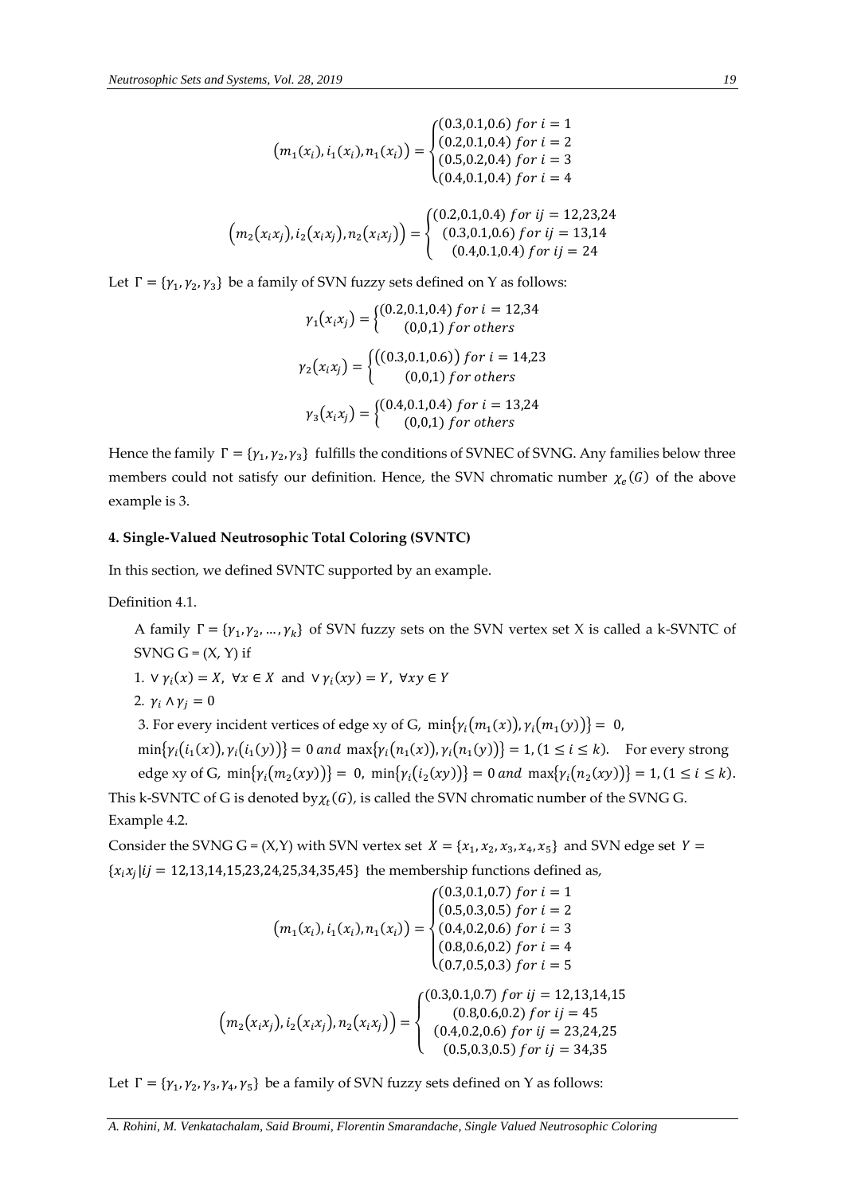$$\left(m_1(x_i), i_1(x_i), n_1(x_i)\right) = \begin{cases} (0.3,0.1,0.6)\ for\ i = 1 \\ (0.2,0.1,0.4)\ for\ i = 2 \\ (0.5,0.2,0.4)\ for\ i = 3 \\ (0.4,0.1,0.4)\ for\ i = 4 \end{cases}$$

$$\left(m_2(x_i x_j), i_2(x_i x_j), n_2(x_i x_j)\right) = \begin{cases} (0.2,0.1,0.4)\ for\ ij = 12,23,24 \\ (0.3,0.1,0.6)\ for\ ij = 13,14 \\ (0.4,0.1,0.4)\ for\ ij = 24 \end{cases}$$

Let $\Gamma = \{\gamma_1, \gamma_2, \gamma_3\}$ be a family of SVN fuzzy sets defined on Y as follows:

$$\gamma_1(x_i x_j) = \begin{cases} (0.2,0.1,0.4)\ for\ i = 12,34 \\ (0,0,1)\ for\ others \end{cases}$$

$$\gamma_2(x_i x_j) = \begin{cases} \left((0.3,0.1,0.6)\right)\ for\ i = 14,23 \\ (0,0,1)\ for\ others \end{cases}$$

$$\gamma_3(x_i x_j) = \begin{cases} (0.4,0.1,0.4)\ for\ i = 13,24 \\ (0,0,1)\ for\ others \end{cases}$$

Hence the family $\Gamma = \{\gamma_1, \gamma_2, \gamma_3\}$ fulfills the conditions of SVNEC of SVNG. Any families below three members could not satisfy our definition. Hence, the SVN chromatic number $\chi_e(G)$ of the above example is 3.

## 4. Single-Valued Neutrosophic Total Coloring (SVNTC)

In this section, we defined SVNTC supported by an example.

Definition 4.1.

A family $\Gamma = \{\gamma_1, \gamma_2, \dots, \gamma_k\}$ of SVN fuzzy sets on the SVN vertex set X is called a k-SVNTC of SVNG G = (X, Y) if

1. $\vee\, \gamma_i(x) = X,\ \forall x \in X$ and $\vee\, \gamma_i(xy) = Y,\ \forall xy \in Y$
2. $\gamma_i \wedge \gamma_j = 0$
3. For every incident vertices of edge xy of G, $\min\{\gamma_i(m_1(x)), \gamma_i(m_1(y))\} = 0$, $\min\{\gamma_i(i_1(x)), \gamma_i(i_1(y))\} = 0$ and $\max\{\gamma_i(n_1(x)), \gamma_i(n_1(y))\} = 1, (1 \le i \le k)$. For every strong edge xy of G, $\min\{\gamma_i(m_2(xy))\} = 0$, $\min\{\gamma_i(i_2(xy))\} = 0$ and $\max\{\gamma_i(n_2(xy))\} = 1, (1 \le i \le k)$.

This k-SVNTC of G is denoted by $\chi_t(G)$, is called the SVN chromatic number of the SVNG G.

Example 4.2.

Consider the SVNG G = (X,Y) with SVN vertex set $X = \{x_1, x_2, x_3, x_4, x_5\}$ and SVN edge set $Y = \{x_i x_j | ij = 12,13,14,15,23,24,25,34,35,45\}$ the membership functions defined as,

$$\left(m_1(x_i), i_1(x_i), n_1(x_i)\right) = \begin{cases} (0.3,0.1,0.7)\ for\ i = 1 \\ (0.5,0.3,0.5)\ for\ i = 2 \\ (0.4,0.2,0.6)\ for\ i = 3 \\ (0.8,0.6,0.2)\ for\ i = 4 \\ (0.7,0.5,0.3)\ for\ i = 5 \end{cases}$$

$$\left(m_2(x_i x_j), i_2(x_i x_j), n_2(x_i x_j)\right) = \begin{cases} (0.3,0.1,0.7)\ for\ ij = 12,13,14,15 \\ (0.8,0.6,0.2)\ for\ ij = 45 \\ (0.4,0.2,0.6)\ for\ ij = 23,24,25 \\ (0.5,0.3,0.5)\ for\ ij = 34,35 \end{cases}$$

Let $\Gamma = \{\gamma_1, \gamma_2, \gamma_3, \gamma_4, \gamma_5\}$ be a family of SVN fuzzy sets defined on Y as follows: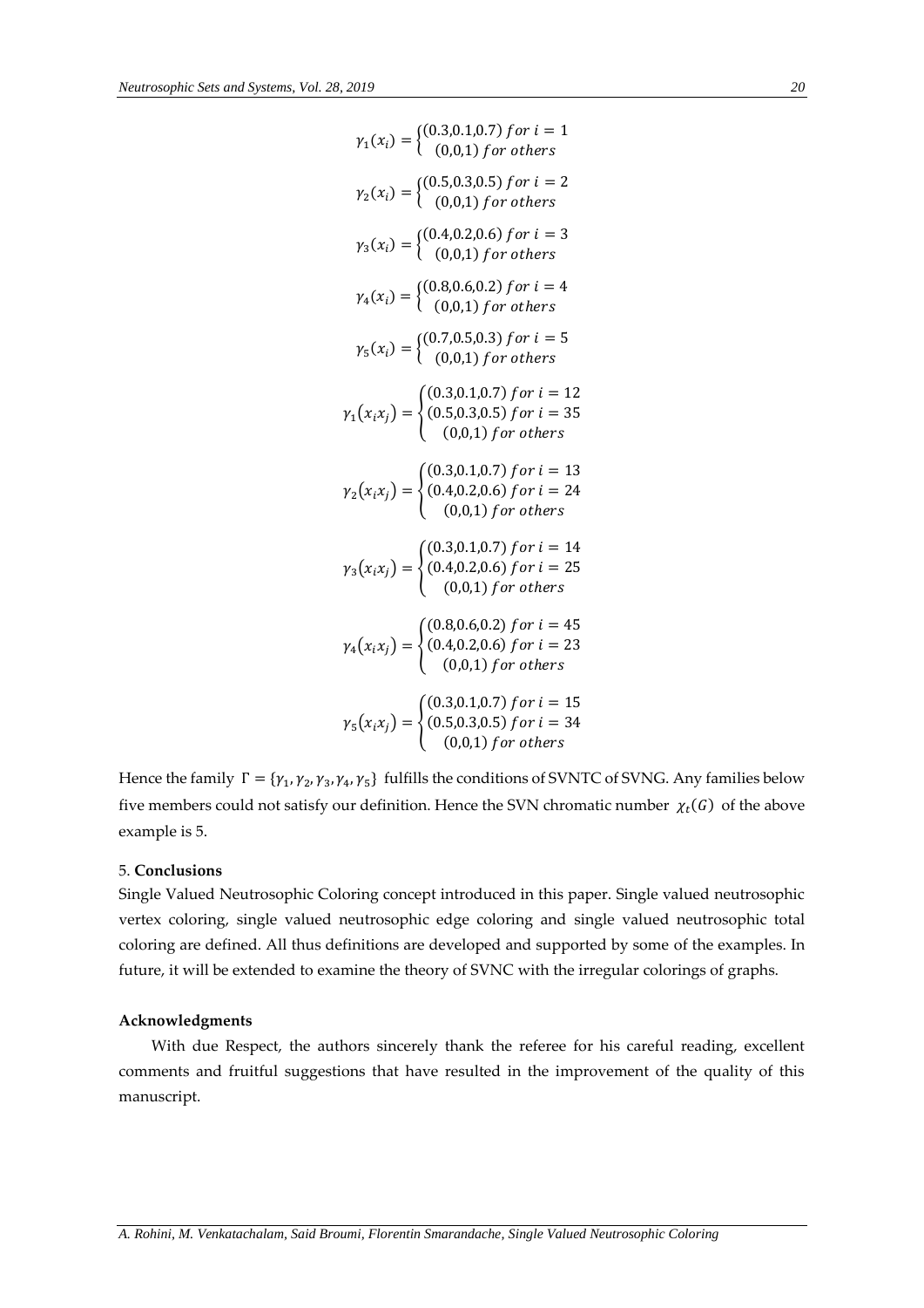$$\gamma_1(x_i) = \begin{cases} (0.3,0.1,0.7) \; for \; i = 1 \\ (0,0,1) \; for \; others \end{cases}$$

$$\gamma_2(x_i) = \begin{cases} (0.5,0.3,0.5) \; for \; i = 2 \\ (0,0,1) \; for \; others \end{cases}$$

$$\gamma_3(x_i) = \begin{cases} (0.4,0.2,0.6) \; for \; i = 3 \\ (0,0,1) \; for \; others \end{cases}$$

$$\gamma_4(x_i) = \begin{cases} (0.8,0.6,0.2) \; for \; i = 4 \\ (0,0,1) \; for \; others \end{cases}$$

$$\gamma_5(x_i) = \begin{cases} (0.7,0.5,0.3) \; for \; i = 5 \\ (0,0,1) \; for \; others \end{cases}$$

$$\gamma_1(x_i x_j) = \begin{cases} (0.3,0.1,0.7) \; for \; i = 12 \\ (0.5,0.3,0.5) \; for \; i = 35 \\ (0,0,1) \; for \; others \end{cases}$$

$$\gamma_2(x_i x_j) = \begin{cases} (0.3,0.1,0.7) \; for \; i = 13 \\ (0.4,0.2,0.6) \; for \; i = 24 \\ (0,0,1) \; for \; others \end{cases}$$

$$\gamma_3(x_i x_j) = \begin{cases} (0.3,0.1,0.7) \; for \; i = 14 \\ (0.4,0.2,0.6) \; for \; i = 25 \\ (0,0,1) \; for \; others \end{cases}$$

$$\gamma_4(x_i x_j) = \begin{cases} (0.8,0.6,0.2) \; for \; i = 45 \\ (0.4,0.2,0.6) \; for \; i = 23 \\ (0,0,1) \; for \; others \end{cases}$$

$$\gamma_5(x_i x_j) = \begin{cases} (0.3,0.1,0.7) \; for \; i = 15 \\ (0.5,0.3,0.5) \; for \; i = 34 \\ (0,0,1) \; for \; others \end{cases}$$

Hence the family $\Gamma = \{\gamma_1, \gamma_2, \gamma_3, \gamma_4, \gamma_5\}$ fulfills the conditions of SVNTC of SVNG. Any families below five members could not satisfy our definition. Hence the SVN chromatic number $\chi_t(G)$ of the above example is 5.

## 5. Conclusions

Single Valued Neutrosophic Coloring concept introduced in this paper. Single valued neutrosophic vertex coloring, single valued neutrosophic edge coloring and single valued neutrosophic total coloring are defined. All thus definitions are developed and supported by some of the examples. In future, it will be extended to examine the theory of SVNC with the irregular colorings of graphs.

### Acknowledgments

With due Respect, the authors sincerely thank the referee for his careful reading, excellent comments and fruitful suggestions that have resulted in the improvement of the quality of this manuscript.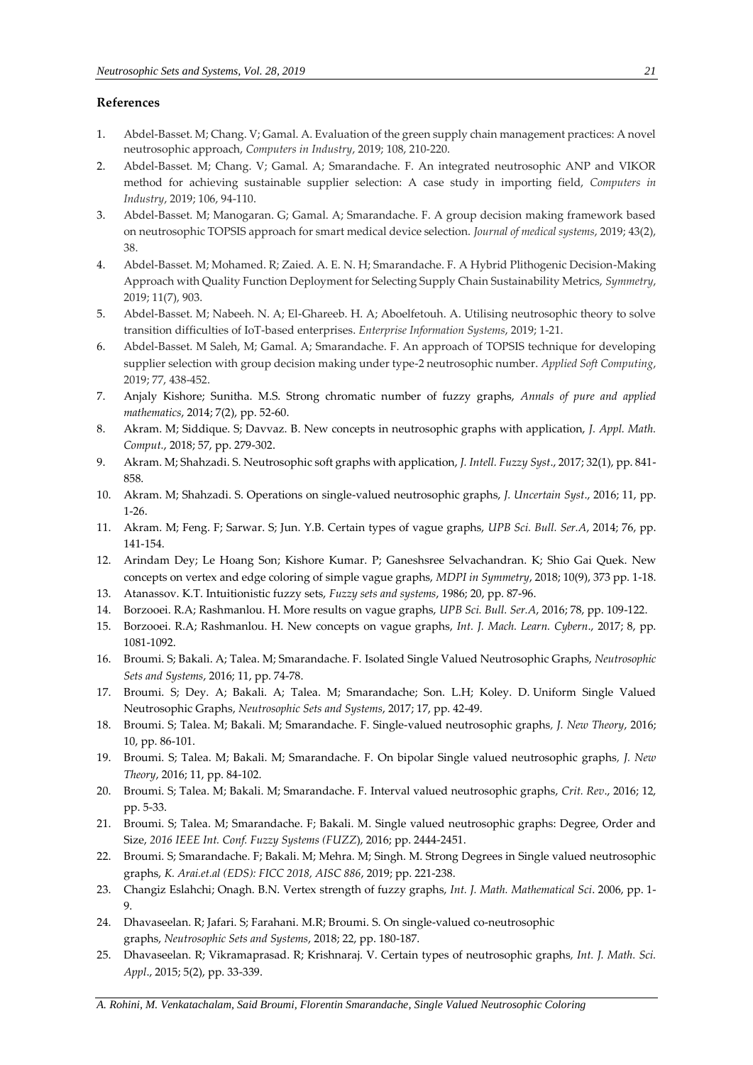## References

1. Abdel-Basset. M; Chang. V; Gamal. A. Evaluation of the green supply chain management practices: A novel neutrosophic approach, *Computers in Industry*, 2019; 108, 210-220.
2. Abdel-Basset. M; Chang. V; Gamal. A; Smarandache. F. An integrated neutrosophic ANP and VIKOR method for achieving sustainable supplier selection: A case study in importing field, *Computers in Industry*, 2019; 106, 94-110.
3. Abdel-Basset. M; Manogaran. G; Gamal. A; Smarandache. F. A group decision making framework based on neutrosophic TOPSIS approach for smart medical device selection. *Journal of medical systems*, 2019; 43(2), 38.
4. Abdel-Basset. M; Mohamed. R; Zaied. A. E. N. H; Smarandache. F. A Hybrid Plithogenic Decision-Making Approach with Quality Function Deployment for Selecting Supply Chain Sustainability Metrics, *Symmetry*, 2019; 11(7), 903.
5. Abdel-Basset. M; Nabeeh. N. A; El-Ghareeb. H. A; Aboelfetouh. A. Utilising neutrosophic theory to solve transition difficulties of IoT-based enterprises. *Enterprise Information Systems*, 2019; 1-21.
6. Abdel-Basset. M Saleh, M; Gamal. A; Smarandache. F. An approach of TOPSIS technique for developing supplier selection with group decision making under type-2 neutrosophic number. *Applied Soft Computing*, 2019; 77, 438-452.
7. Anjaly Kishore; Sunitha. M.S. Strong chromatic number of fuzzy graphs, *Annals of pure and applied mathematics*, 2014; 7(2), pp. 52-60.
8. Akram. M; Siddique. S; Davvaz. B. New concepts in neutrosophic graphs with application, *J. Appl. Math. Comput.*, 2018; 57, pp. 279-302.
9. Akram. M; Shahzadi. S. Neutrosophic soft graphs with application, *J. Intell. Fuzzy Syst*., 2017; 32(1), pp. 841-858.
10. Akram. M; Shahzadi. S. Operations on single-valued neutrosophic graphs, *J. Uncertain Syst*., 2016; 11, pp. 1-26.
11. Akram. M; Feng. F; Sarwar. S; Jun. Y.B. Certain types of vague graphs, *UPB Sci. Bull. Ser.A*, 2014; 76, pp. 141-154.
12. Arindam Dey; Le Hoang Son; Kishore Kumar. P; Ganeshsree Selvachandran. K; Shio Gai Quek. New concepts on vertex and edge coloring of simple vague graphs, *MDPI in Symmetry*, 2018; 10(9), 373 pp. 1-18.
13. Atanassov. K.T. Intuitionistic fuzzy sets, *Fuzzy sets and systems*, 1986; 20, pp. 87-96.
14. Borzooei. R.A; Rashmanlou. H. More results on vague graphs, *UPB Sci. Bull. Ser.A*, 2016; 78, pp. 109-122.
15. Borzooei. R.A; Rashmanlou. H. New concepts on vague graphs, *Int. J. Mach. Learn. Cybern*., 2017; 8, pp. 1081-1092.
16. Broumi. S; Bakali. A; Talea. M; Smarandache. F. Isolated Single Valued Neutrosophic Graphs, *Neutrosophic Sets and Systems*, 2016; 11, pp. 74-78.
17. Broumi. S; Dey. A; Bakali. A; Talea. M; Smarandache; Son. L.H; Koley. D. Uniform Single Valued Neutrosophic Graphs, *Neutrosophic Sets and Systems*, 2017; 17, pp. 42-49.
18. Broumi. S; Talea. M; Bakali. M; Smarandache. F. Single-valued neutrosophic graphs, *J. New Theory*, 2016; 10, pp. 86-101.
19. Broumi. S; Talea. M; Bakali. M; Smarandache. F. On bipolar Single valued neutrosophic graphs, *J. New Theory*, 2016; 11, pp. 84-102.
20. Broumi. S; Talea. M; Bakali. M; Smarandache. F. Interval valued neutrosophic graphs, *Crit. Rev*., 2016; 12, pp. 5-33.
21. Broumi. S; Talea. M; Smarandache. F; Bakali. M. Single valued neutrosophic graphs: Degree, Order and Size, *2016 IEEE Int. Conf. Fuzzy Systems (FUZZ)*, 2016; pp. 2444-2451.
22. Broumi. S; Smarandache. F; Bakali. M; Mehra. M; Singh. M. Strong Degrees in Single valued neutrosophic graphs, *K. Arai.et.al (EDS): FICC 2018, AISC 886*, 2019; pp. 221-238.
23. Changiz Eslahchi; Onagh. B.N. Vertex strength of fuzzy graphs, *Int. J. Math. Mathematical Sci*. 2006, pp. 1-9.
24. Dhavaseelan. R; Jafari. S; Farahani. M.R; Broumi. S. On single-valued co-neutrosophic graphs, *Neutrosophic Sets and Systems*, 2018; 22, pp. 180-187.
25. Dhavaseelan. R; Vikramaprasad. R; Krishnaraj. V. Certain types of neutrosophic graphs, *Int. J. Math. Sci. Appl*., 2015; 5(2), pp. 33-339.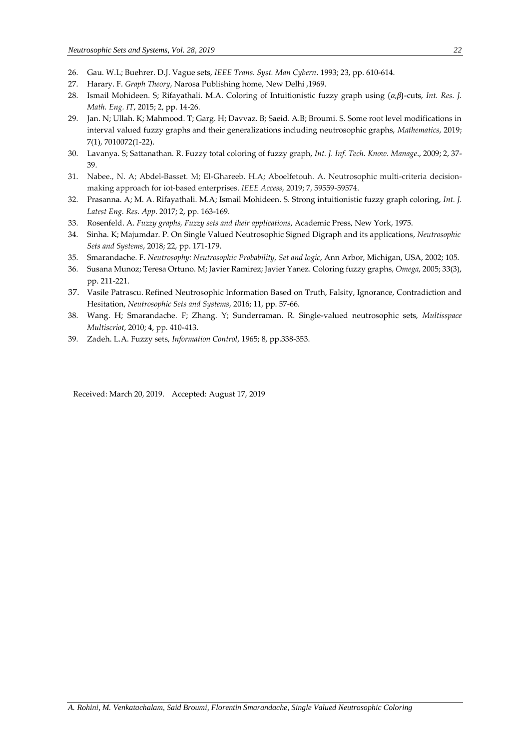26. Gau. W.L; Buehrer. D.J. Vague sets, *IEEE Trans. Syst. Man Cybern*. 1993; 23, pp. 610-614.
27. Harary. F. *Graph Theory*, Narosa Publishing home, New Delhi ,1969.
28. Ismail Mohideen. S; Rifayathali. M.A. Coloring of Intuitionistic fuzzy graph using $(\alpha,\beta)$-cuts, *Int. Res. J. Math. Eng. IT*, 2015; 2, pp. 14-26.
29. Jan. N; Ullah. K; Mahmood. T; Garg. H; Davvaz. B; Saeid. A.B; Broumi. S. Some root level modifications in interval valued fuzzy graphs and their generalizations including neutrosophic graphs, *Mathematics*, 2019; 7(1), 7010072(1-22).
30. Lavanya. S; Sattanathan. R. Fuzzy total coloring of fuzzy graph, *Int. J. Inf. Tech. Know. Manage*., 2009; 2, 37-39.
31. Nabee., N. A; Abdel-Basset. M; El-Ghareeb. H.A; Aboelfetouh. A. Neutrosophic multi-criteria decision-making approach for iot-based enterprises. *IEEE Access*, 2019; 7, 59559-59574.
32. Prasanna. A; M. A. Rifayathali. M.A; Ismail Mohideen. S. Strong intuitionistic fuzzy graph coloring, *Int. J. Latest Eng. Res. App*. 2017; 2, pp. 163-169.
33. Rosenfeld. A. *Fuzzy graphs, Fuzzy sets and their applications*, Academic Press, New York, 1975.
34. Sinha. K; Majumdar. P. On Single Valued Neutrosophic Signed Digraph and its applications, *Neutrosophic Sets and Systems*, 2018; 22, pp. 171-179.
35. Smarandache. F. *Neutrosophy: Neutrosophic Probability, Set and logic*, Ann Arbor, Michigan, USA, 2002; 105.
36. Susana Munoz; Teresa Ortuno. M; Javier Ramirez; Javier Yanez. Coloring fuzzy graphs, *Omega*, 2005; 33(3), pp. 211-221.
37. Vasile Patrascu. Refined Neutrosophic Information Based on Truth, Falsity, Ignorance, Contradiction and Hesitation, *Neutrosophic Sets and Systems*, 2016; 11, pp. 57-66.
38. Wang. H; Smarandache. F; Zhang. Y; Sunderraman. R. Single-valued neutrosophic sets, *Multisspace Multiscriot*, 2010; 4, pp. 410-413.
39. Zadeh. L.A. Fuzzy sets, *Information Control*, 1965; 8, pp.338-353.

Received: March 20, 2019. Accepted: August 17, 2019